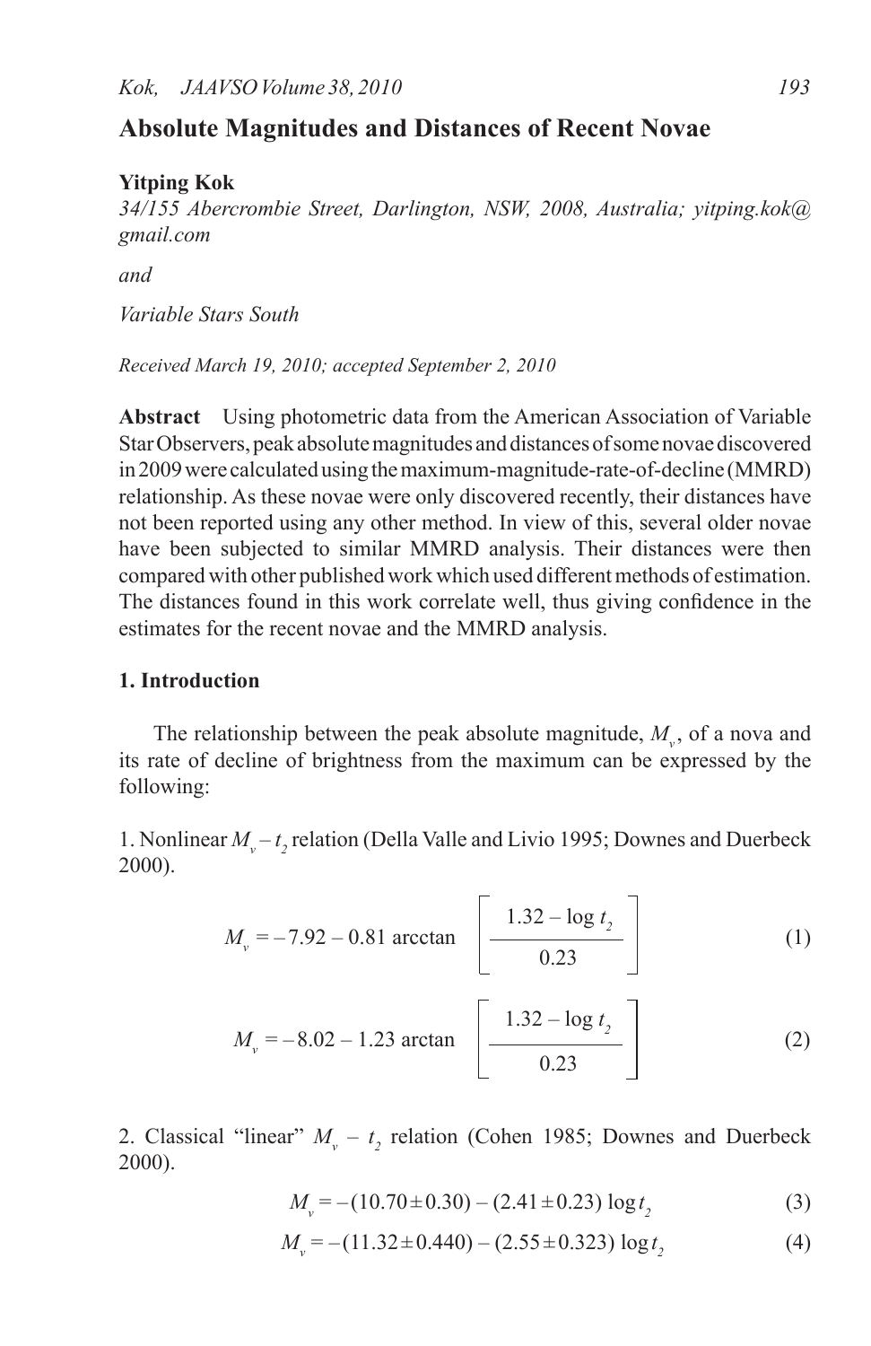# Absolute Magnitudes and Distances of Recent Novae

**Yitping Kok**

*34/155 Abercrombie Street, Darlington, NSW, 2008, Australia; yitping.kok@gmail.com*

*and*

*Variable Stars South*

*Received March 19, 2010; accepted September 2, 2010*

**Abstract** Using photometric data from the American Association of Variable Star Observers, peak absolute magnitudes and distances of some novae discovered in 2009 were calculated using the maximum-magnitude-rate-of-decline (MMRD) relationship. As these novae were only discovered recently, their distances have not been reported using any other method. In view of this, several older novae have been subjected to similar MMRD analysis. Their distances were then compared with other published work which used different methods of estimation. The distances found in this work correlate well, thus giving confidence in the estimates for the recent novae and the MMRD analysis.

## 1. Introduction

The relationship between the peak absolute magnitude, $M_v$, of a nova and its rate of decline of brightness from the maximum can be expressed by the following:

1. Nonlinear $M_v - t_2$ relation (Della Valle and Livio 1995; Downes and Duerbeck 2000).

$$M_v = -7.92 - 0.81 \arctan \left[ \frac{1.32 - \log t_2}{0.23} \right] \tag{1}$$

$$M_v = -8.02 - 1.23 \arctan \left[ \frac{1.32 - \log t_2}{0.23} \right] \tag{2}$$

2. Classical "linear" $M_v - t_2$ relation (Cohen 1985; Downes and Duerbeck 2000).

$$M_v = -(10.70 \pm 0.30) - (2.41 \pm 0.23) \log t_2 \tag{3}$$

$$M_v = -(11.32 \pm 0.440) - (2.55 \pm 0.323) \log t_2 \tag{4}$$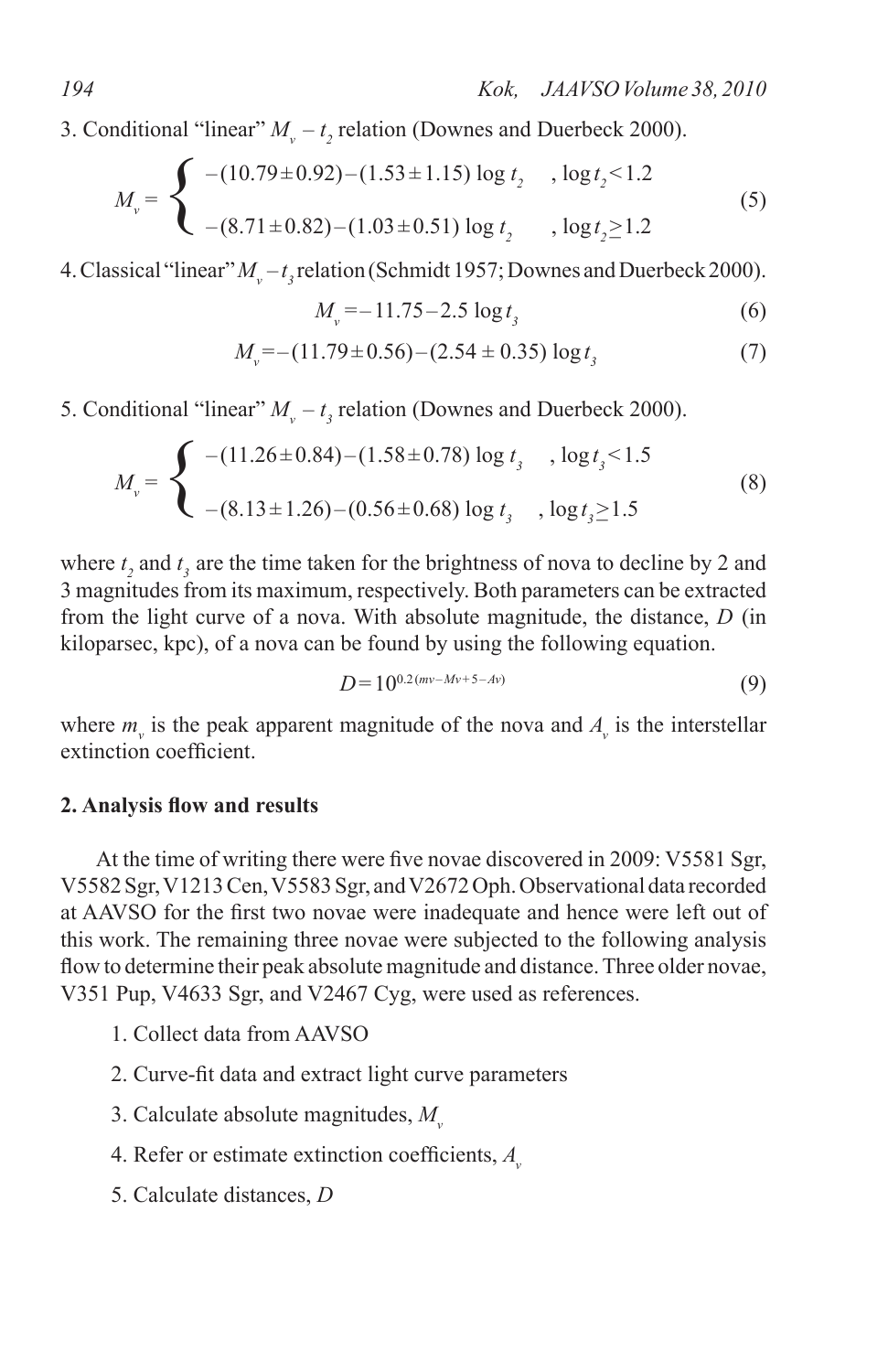3. Conditional "linear" $M_v - t_2$ relation (Downes and Duerbeck 2000).

$$M_v = \begin{cases} -(10.79 \pm 0.92) - (1.53 \pm 1.15) \log t_2 & , \log t_2 < 1.2 \\ -(8.71 \pm 0.82) - (1.03 \pm 0.51) \log t_2 & , \log t_2 \geq 1.2 \end{cases} \tag{5}$$

4. Classical "linear" $M_v - t_3$ relation (Schmidt 1957; Downes and Duerbeck 2000).

$$M_v = -11.75 - 2.5 \log t_3 \tag{6}$$

$$M_v = -(11.79 \pm 0.56) - (2.54 \pm 0.35) \log t_3 \tag{7}$$

5. Conditional "linear" $M_v - t_3$ relation (Downes and Duerbeck 2000).

$$M_v = \begin{cases} -(11.26 \pm 0.84) - (1.58 \pm 0.78) \log t_3 & , \log t_3 < 1.5 \\ -(8.13 \pm 1.26) - (0.56 \pm 0.68) \log t_3 & , \log t_3 \geq 1.5 \end{cases} \tag{8}$$

where $t_2$ and $t_3$ are the time taken for the brightness of nova to decline by 2 and 3 magnitudes from its maximum, respectively. Both parameters can be extracted from the light curve of a nova. With absolute magnitude, the distance, $D$ (in kiloparsec, kpc), of a nova can be found by using the following equation.

$$D = 10^{0.2(mv - Mv + 5 - Av)} \tag{9}$$

where $m_v$ is the peak apparent magnitude of the nova and $A_v$ is the interstellar extinction coefficient.

## 2. Analysis flow and results

At the time of writing there were five novae discovered in 2009: V5581 Sgr, V5582 Sgr, V1213 Cen, V5583 Sgr, and V2672 Oph. Observational data recorded at AAVSO for the first two novae were inadequate and hence were left out of this work. The remaining three novae were subjected to the following analysis flow to determine their peak absolute magnitude and distance. Three older novae, V351 Pup, V4633 Sgr, and V2467 Cyg, were used as references.

1. Collect data from AAVSO
2. Curve-fit data and extract light curve parameters
3. Calculate absolute magnitudes, $M_v$
4. Refer or estimate extinction coefficients, $A_v$
5. Calculate distances, $D$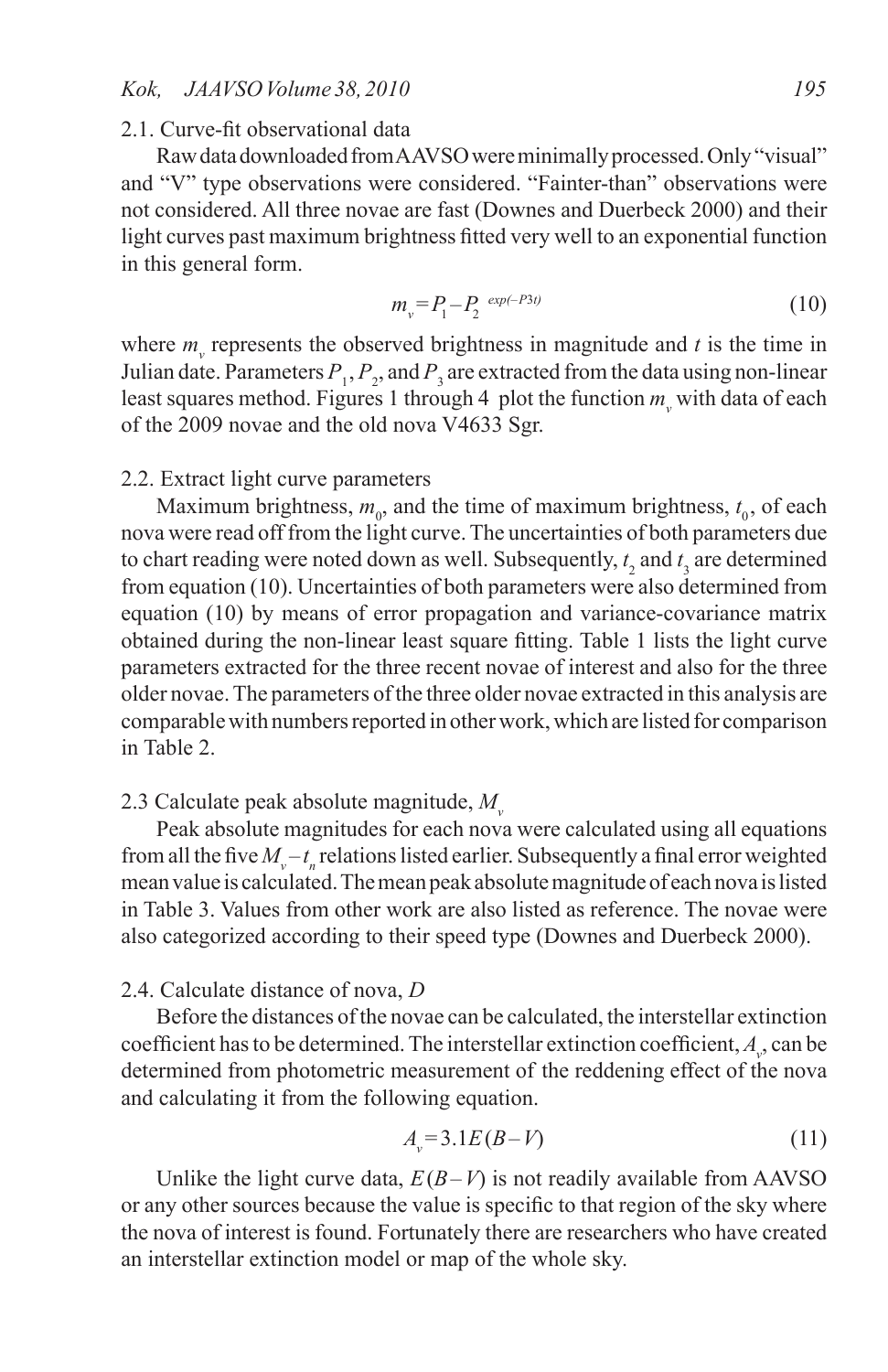### 2.1. Curve-fit observational data

Raw data downloaded from AAVSO were minimally processed. Only "visual" and "V" type observations were considered. "Fainter-than" observations were not considered. All three novae are fast (Downes and Duerbeck 2000) and their light curves past maximum brightness fitted very well to an exponential function in this general form.

$$m_v = P_1 - P_2^{\;exp(-P3t)} \tag{10}$$

where $m_v$ represents the observed brightness in magnitude and $t$ is the time in Julian date. Parameters $P_1$, $P_2$, and $P_3$ are extracted from the data using non-linear least squares method. Figures 1 through 4 plot the function $m_v$ with data of each of the 2009 novae and the old nova V4633 Sgr.

### 2.2. Extract light curve parameters

Maximum brightness, $m_0$, and the time of maximum brightness, $t_0$, of each nova were read off from the light curve. The uncertainties of both parameters due to chart reading were noted down as well. Subsequently, $t_2$ and $t_3$ are determined from equation (10). Uncertainties of both parameters were also determined from equation (10) by means of error propagation and variance-covariance matrix obtained during the non-linear least square fitting. Table 1 lists the light curve parameters extracted for the three recent novae of interest and also for the three older novae. The parameters of the three older novae extracted in this analysis are comparable with numbers reported in other work, which are listed for comparison in Table 2.

### 2.3 Calculate peak absolute magnitude, $M_v$

Peak absolute magnitudes for each nova were calculated using all equations from all the five $M_v - t_n$ relations listed earlier. Subsequently a final error weighted mean value is calculated. The mean peak absolute magnitude of each nova is listed in Table 3. Values from other work are also listed as reference. The novae were also categorized according to their speed type (Downes and Duerbeck 2000).

### 2.4. Calculate distance of nova, $D$

Before the distances of the novae can be calculated, the interstellar extinction coefficient has to be determined. The interstellar extinction coefficient, $A_v$, can be determined from photometric measurement of the reddening effect of the nova and calculating it from the following equation.

$$A_v = 3.1E(B-V) \tag{11}$$

Unlike the light curve data, $E(B-V)$ is not readily available from AAVSO or any other sources because the value is specific to that region of the sky where the nova of interest is found. Fortunately there are researchers who have created an interstellar extinction model or map of the whole sky.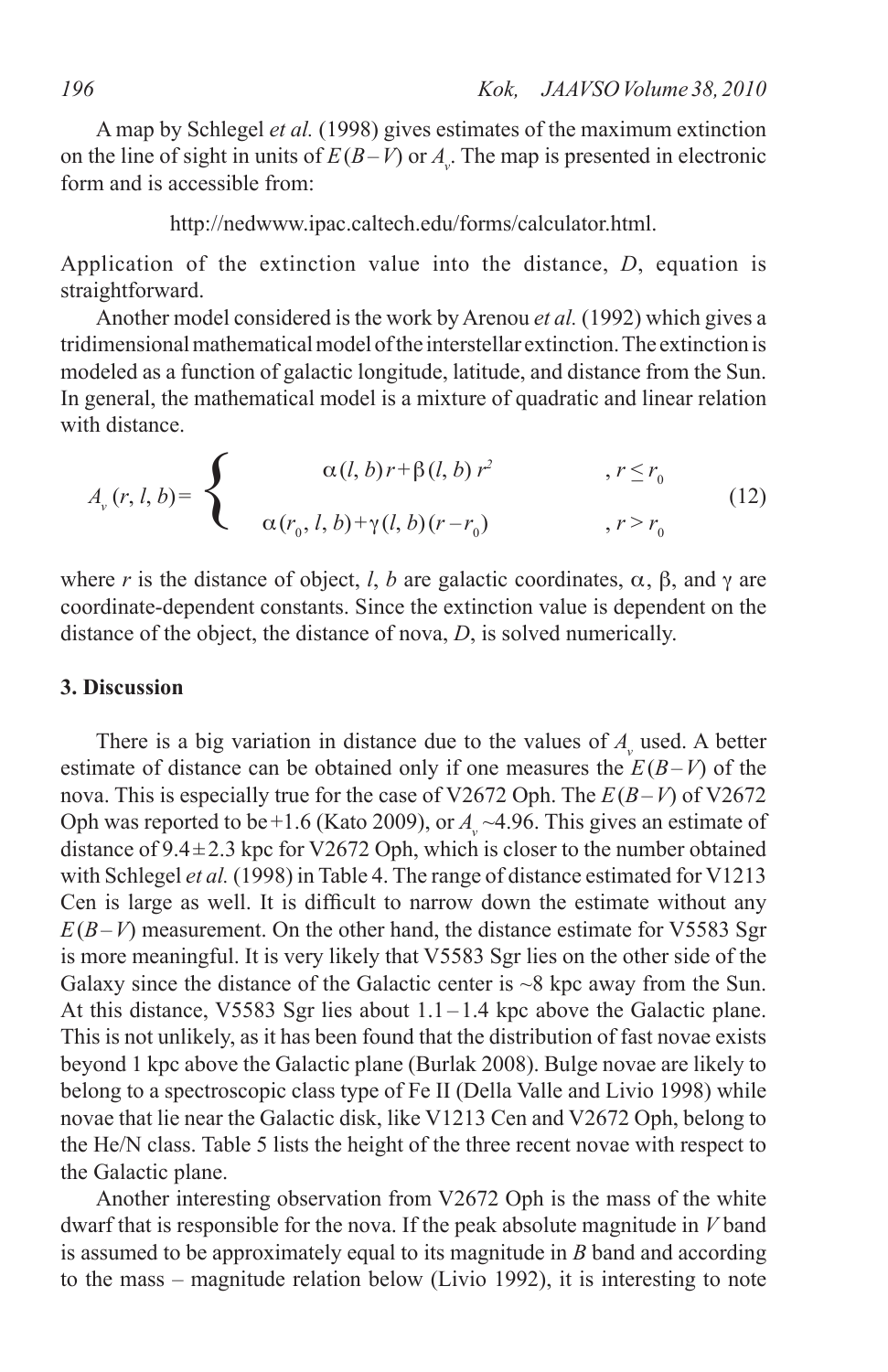A map by Schlegel *et al.* (1998) gives estimates of the maximum extinction on the line of sight in units of $E(B-V)$ or $A_v$. The map is presented in electronic form and is accessible from:

http://nedwww.ipac.caltech.edu/forms/calculator.html.

Application of the extinction value into the distance, $D$, equation is straightforward.

Another model considered is the work by Arenou *et al.* (1992) which gives a tridimensional mathematical model of the interstellar extinction. The extinction is modeled as a function of galactic longitude, latitude, and distance from the Sun. In general, the mathematical model is a mixture of quadratic and linear relation with distance.

$$A_v(r, l, b) = \begin{cases} \alpha(l, b)\, r + \beta(l, b)\, r^2 & , r \leq r_0 \\ \alpha(r_0, l, b) + \gamma(l, b)(r - r_0) & , r > r_0 \end{cases} \tag{12}$$

where $r$ is the distance of object, $l$, $b$ are galactic coordinates, $\alpha$, $\beta$, and $\gamma$ are coordinate-dependent constants. Since the extinction value is dependent on the distance of the object, the distance of nova, $D$, is solved numerically.

## 3. Discussion

There is a big variation in distance due to the values of $A_v$ used. A better estimate of distance can be obtained only if one measures the $E(B-V)$ of the nova. This is especially true for the case of V2672 Oph. The $E(B-V)$ of V2672 Oph was reported to be +1.6 (Kato 2009), or $A_v$ ~4.96. This gives an estimate of distance of 9.4 ± 2.3 kpc for V2672 Oph, which is closer to the number obtained with Schlegel *et al.* (1998) in Table 4. The range of distance estimated for V1213 Cen is large as well. It is difficult to narrow down the estimate without any $E(B-V)$ measurement. On the other hand, the distance estimate for V5583 Sgr is more meaningful. It is very likely that V5583 Sgr lies on the other side of the Galaxy since the distance of the Galactic center is ~8 kpc away from the Sun. At this distance, V5583 Sgr lies about 1.1 – 1.4 kpc above the Galactic plane. This is not unlikely, as it has been found that the distribution of fast novae exists beyond 1 kpc above the Galactic plane (Burlak 2008). Bulge novae are likely to belong to a spectroscopic class type of Fe II (Della Valle and Livio 1998) while novae that lie near the Galactic disk, like V1213 Cen and V2672 Oph, belong to the He/N class. Table 5 lists the height of the three recent novae with respect to the Galactic plane.

Another interesting observation from V2672 Oph is the mass of the white dwarf that is responsible for the nova. If the peak absolute magnitude in $V$ band is assumed to be approximately equal to its magnitude in $B$ band and according to the mass – magnitude relation below (Livio 1992), it is interesting to note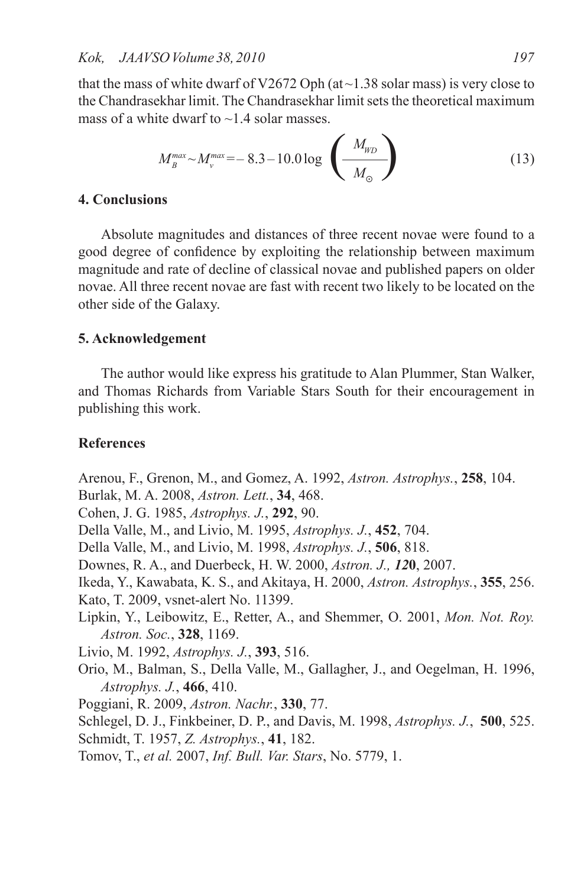that the mass of white dwarf of V2672 Oph (at ~1.38 solar mass) is very close to the Chandrasekhar limit. The Chandrasekhar limit sets the theoretical maximum mass of a white dwarf to ~1.4 solar masses.

$$M_B^{max} \sim M_v^{max} = -8.3 - 10.0 \log \left( \frac{M_{WD}}{M_{\odot}} \right) \tag{13}$$

## 4. Conclusions

Absolute magnitudes and distances of three recent novae were found to a good degree of confidence by exploiting the relationship between maximum magnitude and rate of decline of classical novae and published papers on older novae. All three recent novae are fast with recent two likely to be located on the other side of the Galaxy.

## 5. Acknowledgement

The author would like express his gratitude to Alan Plummer, Stan Walker, and Thomas Richards from Variable Stars South for their encouragement in publishing this work.

## References

Arenou, F., Grenon, M., and Gomez, A. 1992, *Astron. Astrophys.*, **258**, 104.

Burlak, M. A. 2008, *Astron. Lett.*, **34**, 468.

Cohen, J. G. 1985, *Astrophys. J.*, **292**, 90.

Della Valle, M., and Livio, M. 1995, *Astrophys. J.*, **452**, 704.

Della Valle, M., and Livio, M. 1998, *Astrophys. J.*, **506**, 818.

Downes, R. A., and Duerbeck, H. W. 2000, *Astron. J.,* ***12*0**, 2007.

Ikeda, Y., Kawabata, K. S., and Akitaya, H. 2000, *Astron. Astrophys.*, **355**, 256.

Kato, T. 2009, vsnet-alert No. 11399.

Lipkin, Y., Leibowitz, E., Retter, A., and Shemmer, O. 2001, *Mon. Not. Roy. Astron. Soc.*, **328**, 1169.

Livio, M. 1992, *Astrophys. J.*, **393**, 516.

Orio, M., Balman, S., Della Valle, M., Gallagher, J., and Oegelman, H. 1996, *Astrophys. J.*, **466**, 410.

Poggiani, R. 2009, *Astron. Nachr.*, **330**, 77.

Schlegel, D. J., Finkbeiner, D. P., and Davis, M. 1998, *Astrophys. J.*, **500**, 525.

Schmidt, T. 1957, *Z. Astrophys.*, **41**, 182.

Tomov, T., *et al.* 2007, *Inf. Bull. Var. Stars*, No. 5779, 1.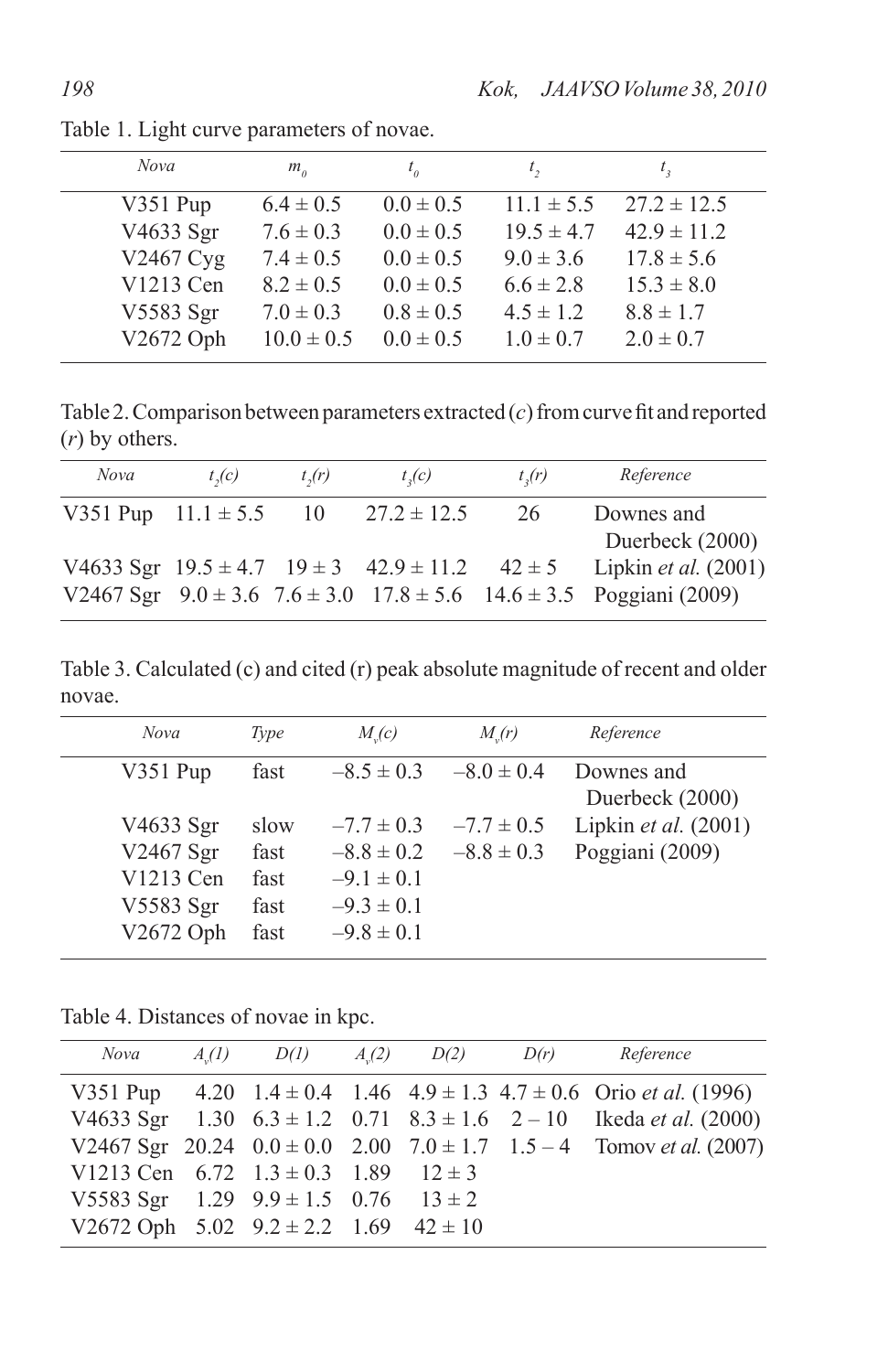Table 1. Light curve parameters of novae.

| Nova | $m_0$ | $t_0$ | $t_2$ | $t_3$ |
|---|---|---|---|---|
| V351 Pup | 6.4 ± 0.5 | 0.0 ± 0.5 | 11.1 ± 5.5 | 27.2 ± 12.5 |
| V4633 Sgr | 7.6 ± 0.3 | 0.0 ± 0.5 | 19.5 ± 4.7 | 42.9 ± 11.2 |
| V2467 Cyg | 7.4 ± 0.5 | 0.0 ± 0.5 | 9.0 ± 3.6 | 17.8 ± 5.6 |
| V1213 Cen | 8.2 ± 0.5 | 0.0 ± 0.5 | 6.6 ± 2.8 | 15.3 ± 8.0 |
| V5583 Sgr | 7.0 ± 0.3 | 0.8 ± 0.5 | 4.5 ± 1.2 | 8.8 ± 1.7 |
| V2672 Oph | 10.0 ± 0.5 | 0.0 ± 0.5 | 1.0 ± 0.7 | 2.0 ± 0.7 |

Table 2. Comparison between parameters extracted (*c*) from curve fit and reported (*r*) by others.

| Nova | $t_2(c)$ | $t_2(r)$ | $t_3(c)$ | $t_3(r)$ | Reference |
|---|---|---|---|---|---|
| V351 Pup | 11.1 ± 5.5 | 10 | 27.2 ± 12.5 | 26 | Downes and Duerbeck (2000) |
| V4633 Sgr | 19.5 ± 4.7 | 19 ± 3 | 42.9 ± 11.2 | 42 ± 5 | Lipkin *et al.* (2001) |
| V2467 Sgr | 9.0 ± 3.6 | 7.6 ± 3.0 | 17.8 ± 5.6 | 14.6 ± 3.5 | Poggiani (2009) |

Table 3. Calculated (c) and cited (r) peak absolute magnitude of recent and older novae.

| Nova | Type | $M_v(c)$ | $M_v(r)$ | Reference |
|---|---|---|---|---|
| V351 Pup | fast | –8.5 ± 0.3 | –8.0 ± 0.4 | Downes and Duerbeck (2000) |
| V4633 Sgr | slow | –7.7 ± 0.3 | –7.7 ± 0.5 | Lipkin *et al.* (2001) |
| V2467 Sgr | fast | –8.8 ± 0.2 | –8.8 ± 0.3 | Poggiani (2009) |
| V1213 Cen | fast | –9.1 ± 0.1 | | |
| V5583 Sgr | fast | –9.3 ± 0.1 | | |
| V2672 Oph | fast | –9.8 ± 0.1 | | |

Table 4. Distances of novae in kpc.

| Nova | $A_v(1)$ | $D(1)$ | $A_v(2)$ | $D(2)$ | $D(r)$ | Reference |
|---|---|---|---|---|---|---|
| V351 Pup | 4.20 | 1.4 ± 0.4 | 1.46 | 4.9 ± 1.3 | 4.7 ± 0.6 | Orio *et al.* (1996) |
| V4633 Sgr | 1.30 | 6.3 ± 1.2 | 0.71 | 8.3 ± 1.6 | 2 – 10 | Ikeda *et al.* (2000) |
| V2467 Sgr | 20.24 | 0.0 ± 0.0 | 2.00 | 7.0 ± 1.7 | 1.5 – 4 | Tomov *et al.* (2007) |
| V1213 Cen | 6.72 | 1.3 ± 0.3 | 1.89 | 12 ± 3 | | |
| V5583 Sgr | 1.29 | 9.9 ± 1.5 | 0.76 | 13 ± 2 | | |
| V2672 Oph | 5.02 | 9.2 ± 2.2 | 1.69 | 42 ± 10 | | |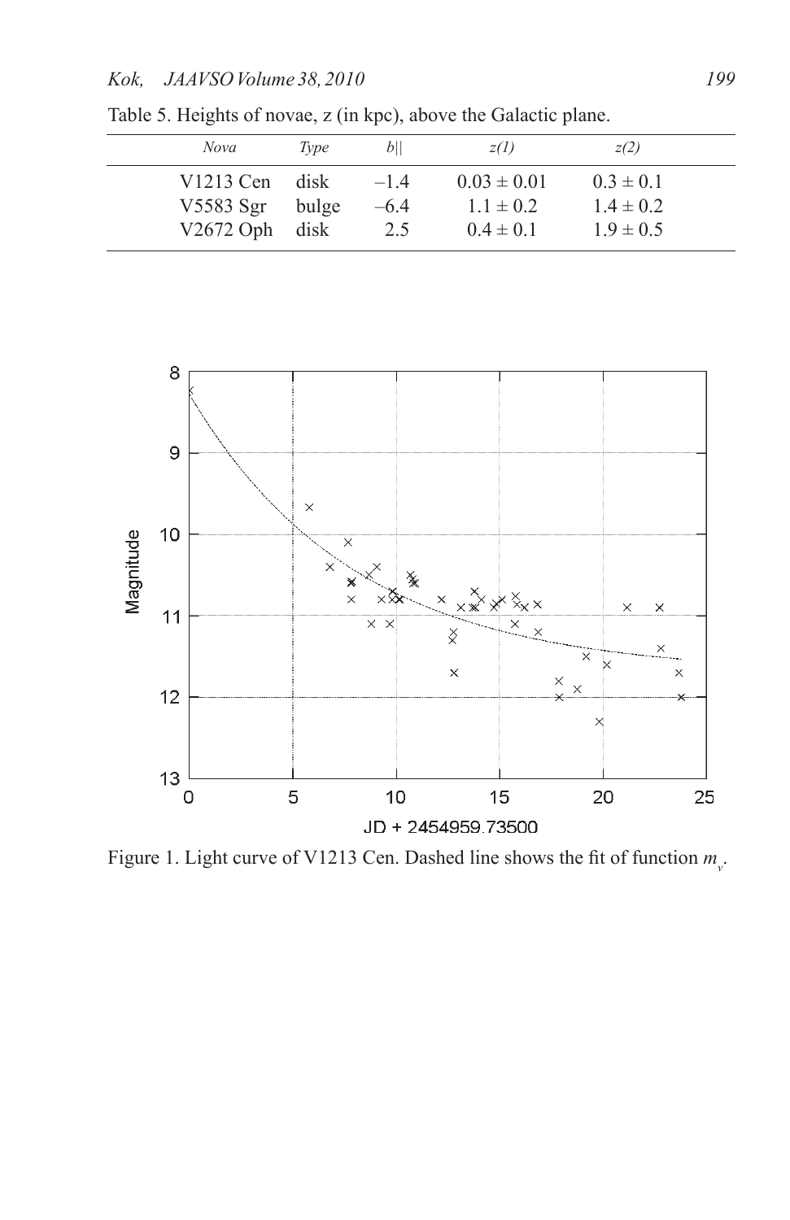Table 5. Heights of novae, z (in kpc), above the Galactic plane.

| *Nova* | *Type* | *b||* | *z(1)* | *z(2)* |
|---|---|---|---|---|
| V1213 Cen | disk | –1.4 | 0.03 ± 0.01 | 0.3 ± 0.1 |
| V5583 Sgr | bulge | –6.4 | 1.1 ± 0.2 | 1.4 ± 0.2 |
| V2672 Oph | disk | 2.5 | 0.4 ± 0.1 | 1.9 ± 0.5 |

Figure 1. Light curve of V1213 Cen. Dashed line shows the fit of function $m_v$.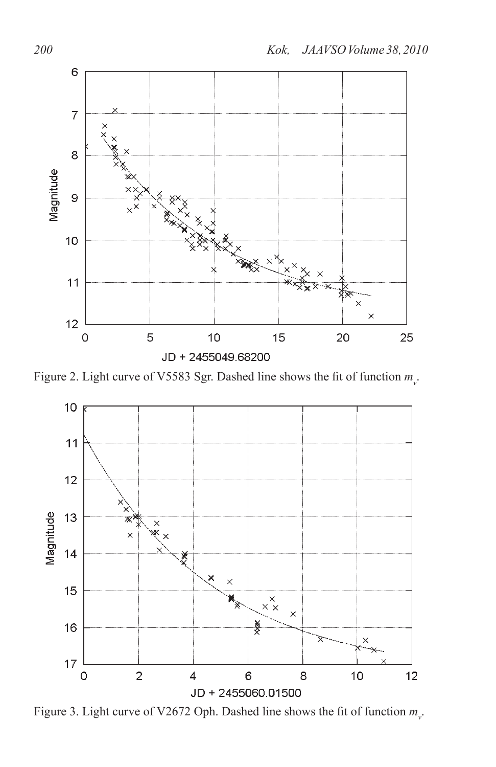Figure 2. Light curve of V5583 Sgr. Dashed line shows the fit of function $m_v$.

Figure 3. Light curve of V2672 Oph. Dashed line shows the fit of function $m_v$.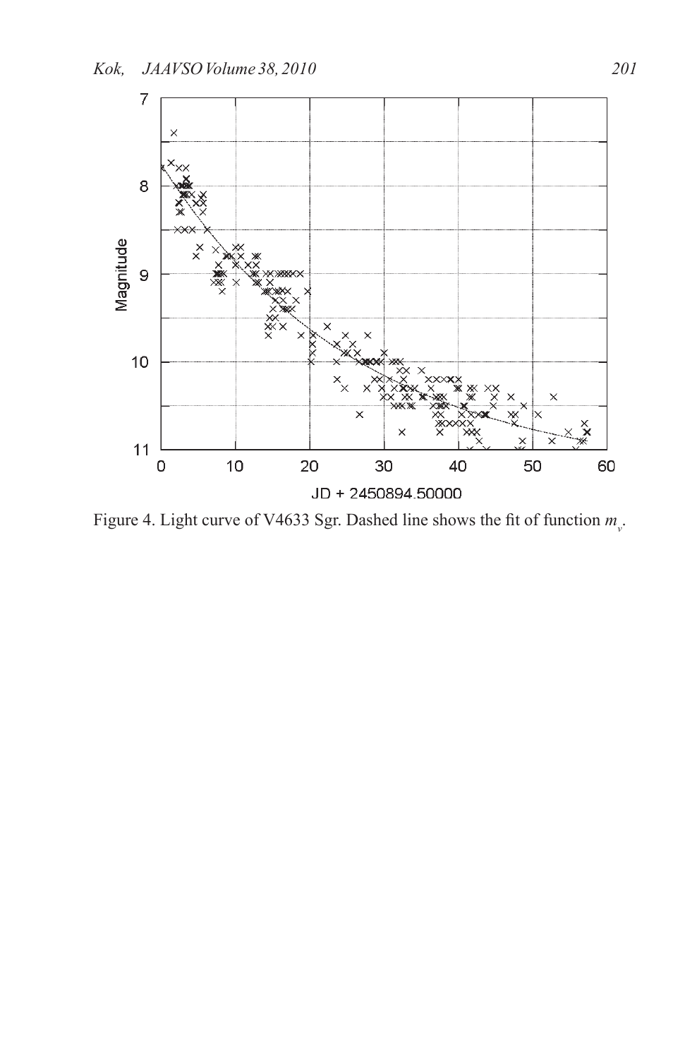7

8

9

10

11

Magnitude

0 10 20 30 40 50 60

JD + 2450894.50000

Figure 4. Light curve of V4633 Sgr. Dashed line shows the fit of function $m_v$.